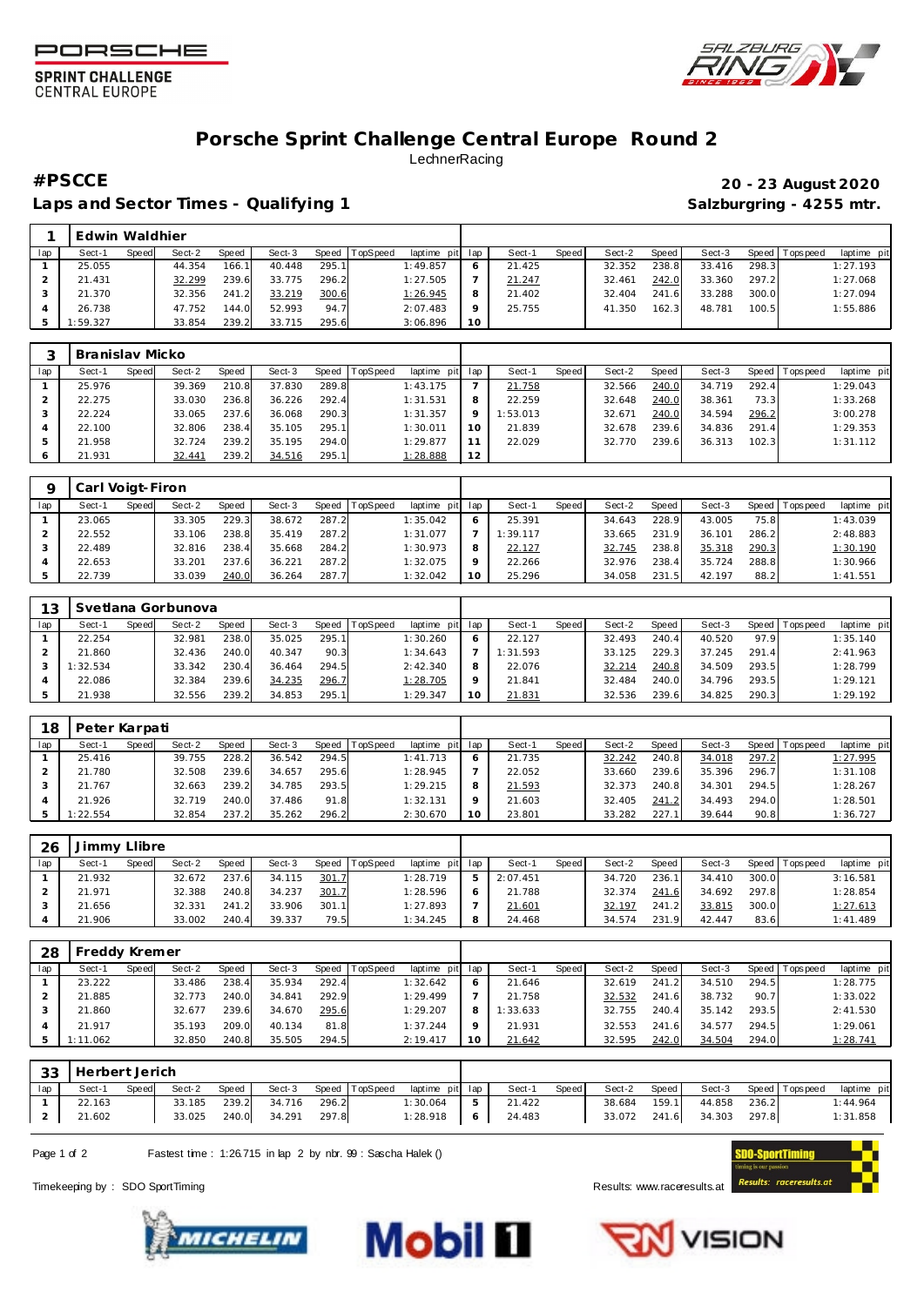# Porsche Sprint Challenge Central Europe Round 2

LechnerRacing

**#PSCCE** — **20 - 23 August 2020**

**Laps and Sector Times - Qualifying 1** — **Salzburgring - 4255 mtr.**

### 1 Edwin Waldhier

| lap | Sect-1 | Speed | Sect-2 | Speed | Sect-3 | Speed | TopSpeed | laptime pit | lap | Sect-1 | Speed | Sect-2 | Speed | Sect-3 | Speed | Topspeed | laptime pit |
|---|---|---|---|---|---|---|---|---|---|---|---|---|---|---|---|---|---|
| 1 | 25.055 | | 44.354 | 166.1 | 40.448 | 295.1 | | 1:49.857 | 6 | 21.425 | | 32.352 | 238.8 | 33.416 | 298.3 | | 1:27.193 |
| 2 | 21.431 | | 32.299 | 239.6 | 33.775 | 296.2 | | 1:27.505 | 7 | 21.247 | | 32.461 | 242.0 | 33.360 | 297.2 | | 1:27.068 |
| 3 | 21.370 | | 32.356 | 241.2 | 33.219 | 300.6 | | 1:26.945 | 8 | 21.402 | | 32.404 | 241.6 | 33.288 | 300.0 | | 1:27.094 |
| 4 | 26.738 | | 47.752 | 144.0 | 52.993 | 94.7 | | 2:07.483 | 9 | 25.755 | | 41.350 | 162.3 | 48.781 | 100.5 | | 1:55.886 |
| 5 | 1:59.327 | | 33.854 | 239.2 | 33.715 | 295.6 | | 3:06.896 | 10 | | | | | | | | |

### 3 Branislav Micko

| lap | Sect-1 | Speed | Sect-2 | Speed | Sect-3 | Speed | TopSpeed | laptime pit | lap | Sect-1 | Speed | Sect-2 | Speed | Sect-3 | Speed | Topspeed | laptime pit |
|---|---|---|---|---|---|---|---|---|---|---|---|---|---|---|---|---|---|
| 1 | 25.976 | | 39.369 | 210.8 | 37.830 | 289.8 | | 1:43.175 | 7 | 21.758 | | 32.566 | 240.0 | 34.719 | 292.4 | | 1:29.043 |
| 2 | 22.275 | | 33.030 | 236.8 | 36.226 | 292.4 | | 1:31.531 | 8 | 22.259 | | 32.648 | 240.0 | 38.361 | 73.3 | | 1:33.268 |
| 3 | 22.224 | | 33.065 | 237.6 | 36.068 | 290.3 | | 1:31.357 | 9 | 1:53.013 | | 32.671 | 240.0 | 34.594 | 296.2 | | 3:00.278 |
| 4 | 22.100 | | 32.806 | 238.4 | 35.105 | 295.1 | | 1:30.011 | 10 | 21.839 | | 32.678 | 239.6 | 34.836 | 291.4 | | 1:29.353 |
| 5 | 21.958 | | 32.724 | 239.2 | 35.195 | 294.0 | | 1:29.877 | 11 | 22.029 | | 32.770 | 239.6 | 36.313 | 102.3 | | 1:31.112 |
| 6 | 21.931 | | 32.441 | 239.2 | 34.516 | 295.1 | | 1:28.888 | 12 | | | | | | | | |

### 9 Carl Voigt-Firon

| lap | Sect-1 | Speed | Sect-2 | Speed | Sect-3 | Speed | TopSpeed | laptime pit | lap | Sect-1 | Speed | Sect-2 | Speed | Sect-3 | Speed | Topspeed | laptime pit |
|---|---|---|---|---|---|---|---|---|---|---|---|---|---|---|---|---|---|
| 1 | 23.065 | | 33.305 | 229.3 | 38.672 | 287.2 | | 1:35.042 | 6 | 25.391 | | 34.643 | 228.9 | 43.005 | 75.8 | | 1:43.039 |
| 2 | 22.552 | | 33.106 | 238.8 | 35.419 | 287.2 | | 1:31.077 | 7 | 1:39.117 | | 33.665 | 231.9 | 36.101 | 286.2 | | 2:48.883 |
| 3 | 22.489 | | 32.816 | 238.4 | 35.668 | 284.2 | | 1:30.973 | 8 | 22.127 | | 32.745 | 238.8 | 35.318 | 290.3 | | 1:30.190 |
| 4 | 22.653 | | 33.201 | 237.6 | 36.221 | 287.2 | | 1:32.075 | 9 | 22.266 | | 32.976 | 238.4 | 35.724 | 288.8 | | 1:30.966 |
| 5 | 22.739 | | 33.039 | 240.0 | 36.264 | 287.7 | | 1:32.042 | 10 | 25.296 | | 34.058 | 231.5 | 42.197 | 88.2 | | 1:41.551 |

### 13 Svetlana Gorbunova

| lap | Sect-1 | Speed | Sect-2 | Speed | Sect-3 | Speed | TopSpeed | laptime pit | lap | Sect-1 | Speed | Sect-2 | Speed | Sect-3 | Speed | Topspeed | laptime pit |
|---|---|---|---|---|---|---|---|---|---|---|---|---|---|---|---|---|---|
| 1 | 22.254 | | 32.981 | 238.0 | 35.025 | 295.1 | | 1:30.260 | 6 | 22.127 | | 32.493 | 240.4 | 40.520 | 97.9 | | 1:35.140 |
| 2 | 21.860 | | 32.436 | 240.0 | 40.347 | 90.3 | | 1:34.643 | 7 | 1:31.593 | | 33.125 | 229.3 | 37.245 | 291.4 | | 2:41.963 |
| 3 | 1:32.534 | | 33.342 | 230.4 | 36.464 | 294.5 | | 2:42.340 | 8 | 22.076 | | 32.214 | 240.8 | 34.509 | 293.5 | | 1:28.799 |
| 4 | 22.086 | | 32.384 | 239.6 | 34.235 | 296.7 | | 1:28.705 | 9 | 21.841 | | 32.484 | 240.0 | 34.796 | 293.5 | | 1:29.121 |
| 5 | 21.938 | | 32.556 | 239.2 | 34.853 | 295.1 | | 1:29.347 | 10 | 21.831 | | 32.536 | 239.6 | 34.825 | 290.3 | | 1:29.192 |

### 18 Peter Karpati

| lap | Sect-1 | Speed | Sect-2 | Speed | Sect-3 | Speed | TopSpeed | laptime pit | lap | Sect-1 | Speed | Sect-2 | Speed | Sect-3 | Speed | Topspeed | laptime pit |
|---|---|---|---|---|---|---|---|---|---|---|---|---|---|---|---|---|---|
| 1 | 25.416 | | 39.755 | 228.2 | 36.542 | 294.5 | | 1:41.713 | 6 | 21.735 | | 32.242 | 240.8 | 34.018 | 297.2 | | 1:27.995 |
| 2 | 21.780 | | 32.508 | 239.6 | 34.657 | 295.6 | | 1:28.945 | 7 | 22.052 | | 33.660 | 239.6 | 35.396 | 296.7 | | 1:31.108 |
| 3 | 21.767 | | 32.663 | 239.2 | 34.785 | 293.5 | | 1:29.215 | 8 | 21.593 | | 32.373 | 240.8 | 34.301 | 294.5 | | 1:28.267 |
| 4 | 21.926 | | 32.719 | 240.0 | 37.486 | 91.8 | | 1:32.131 | 9 | 21.603 | | 32.405 | 241.2 | 34.493 | 294.0 | | 1:28.501 |
| 5 | 1:22.554 | | 32.854 | 237.2 | 35.262 | 296.2 | | 2:30.670 | 10 | 23.801 | | 33.282 | 227.1 | 39.644 | 90.8 | | 1:36.727 |

### 26 Jimmy Llibre

| lap | Sect-1 | Speed | Sect-2 | Speed | Sect-3 | Speed | TopSpeed | laptime pit | lap | Sect-1 | Speed | Sect-2 | Speed | Sect-3 | Speed | Topspeed | laptime pit |
|---|---|---|---|---|---|---|---|---|---|---|---|---|---|---|---|---|---|
| 1 | 21.932 | | 32.672 | 237.6 | 34.115 | 301.7 | | 1:28.719 | 5 | 2:07.451 | | 34.720 | 236.1 | 34.410 | 300.0 | | 3:16.581 |
| 2 | 21.971 | | 32.388 | 240.8 | 34.237 | 301.7 | | 1:28.596 | 6 | 21.788 | | 32.374 | 241.6 | 34.692 | 297.8 | | 1:28.854 |
| 3 | 21.656 | | 32.331 | 241.2 | 33.906 | 301.1 | | 1:27.893 | 7 | 21.601 | | 32.197 | 241.2 | 33.815 | 300.0 | | 1:27.613 |
| 4 | 21.906 | | 33.002 | 240.4 | 39.337 | 79.5 | | 1:34.245 | 8 | 24.468 | | 34.574 | 231.9 | 42.447 | 83.6 | | 1:41.489 |

### 28 Freddy Kremer

| lap | Sect-1 | Speed | Sect-2 | Speed | Sect-3 | Speed | TopSpeed | laptime pit | lap | Sect-1 | Speed | Sect-2 | Speed | Sect-3 | Speed | Topspeed | laptime pit |
|---|---|---|---|---|---|---|---|---|---|---|---|---|---|---|---|---|---|
| 1 | 23.222 | | 33.486 | 238.4 | 35.934 | 292.4 | | 1:32.642 | 6 | 21.646 | | 32.619 | 241.2 | 34.510 | 294.5 | | 1:28.775 |
| 2 | 21.885 | | 32.773 | 240.0 | 34.841 | 292.9 | | 1:29.499 | 7 | 21.758 | | 32.532 | 241.6 | 38.732 | 90.7 | | 1:33.022 |
| 3 | 21.860 | | 32.677 | 239.6 | 34.670 | 295.6 | | 1:29.207 | 8 | 1:33.633 | | 32.755 | 240.4 | 35.142 | 293.5 | | 2:41.530 |
| 4 | 21.917 | | 35.193 | 209.0 | 40.134 | 81.8 | | 1:37.244 | 9 | 21.931 | | 32.553 | 241.6 | 34.577 | 294.5 | | 1:29.061 |
| 5 | 1:11.062 | | 32.850 | 240.8 | 35.505 | 294.5 | | 2:19.417 | 10 | 21.642 | | 32.595 | 242.0 | 34.504 | 294.0 | | 1:28.741 |

### 33 Herbert Jerich

| lap | Sect-1 | Speed | Sect-2 | Speed | Sect-3 | Speed | TopSpeed | laptime pit | lap | Sect-1 | Speed | Sect-2 | Speed | Sect-3 | Speed | Topspeed | laptime pit |
|---|---|---|---|---|---|---|---|---|---|---|---|---|---|---|---|---|---|
| 1 | 22.163 | | 33.185 | 239.2 | 34.716 | 296.2 | | 1:30.064 | 5 | 21.422 | | 38.684 | 159.1 | 44.858 | 236.2 | | 1:44.964 |
| 2 | 21.602 | | 33.025 | 240.0 | 34.291 | 297.8 | | 1:28.918 | 6 | 24.483 | | 33.072 | 241.6 | 34.303 | 297.8 | | 1:31.858 |

Fastest time : 1:26.715 in lap 2 by nbr. 99 : Sascha Halek ()

Timekeeping by : SDO SportTiming

Results: www.raceresults.at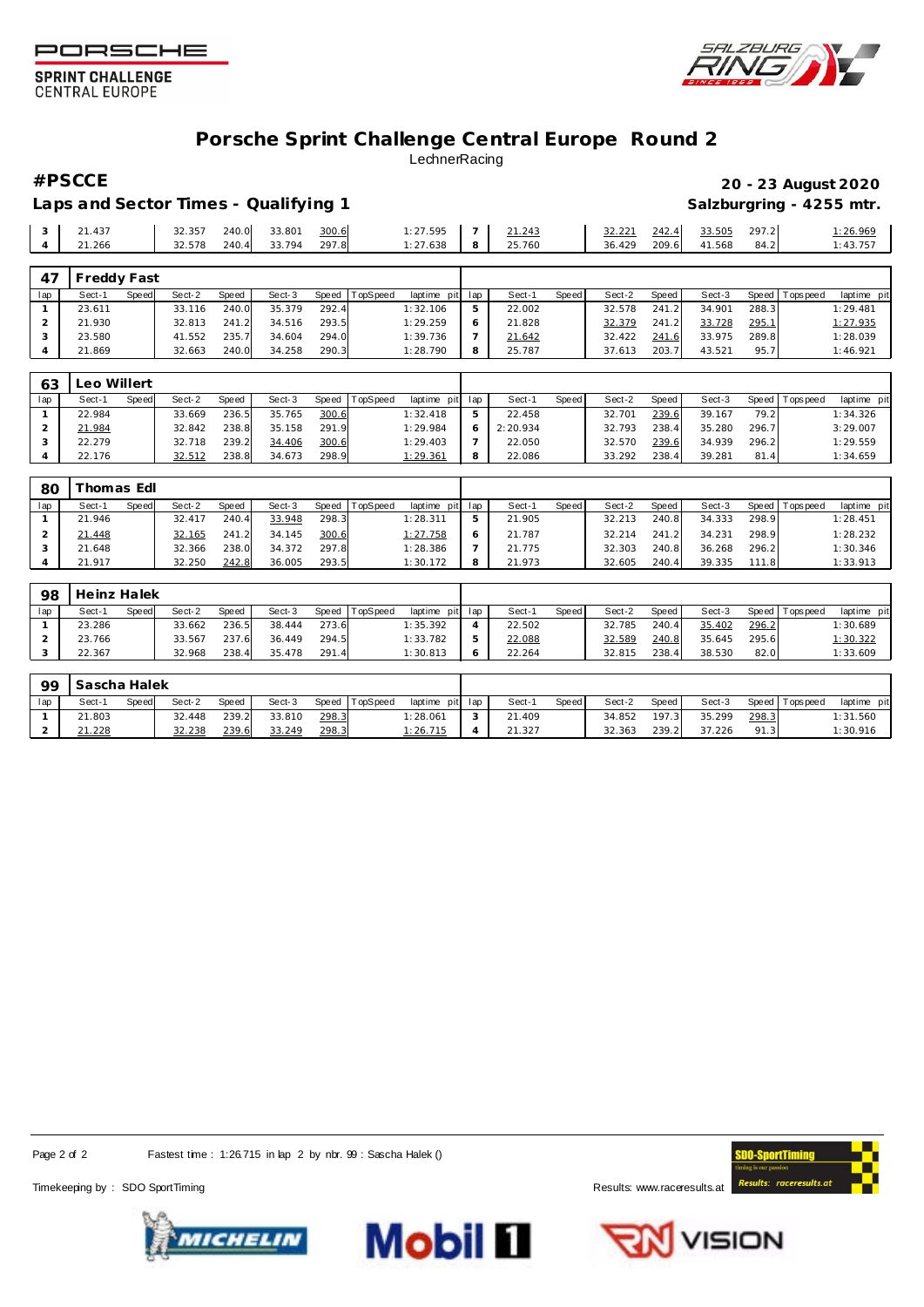# Porsche Sprint Challenge Central Europe Round 2

LechnerRacing

**#PSCCE**

**20 - 23 August 2020**

**Laps and Sector Times - Qualifying 1**

**Salzburgring - 4255 mtr.**

| lap | Sect-1 | Speed | Sect-2 | Speed | Sect-3 | Speed | TopSpeed | laptime | pit | lap | Sect-1 | Speed | Sect-2 | Speed | Sect-3 | Speed | Topspeed | laptime | pit |
|---|---|---|---|---|---|---|---|---|---|---|---|---|---|---|---|---|---|---|---|
| 3 | 21.437 | | 32.357 | 240.0 | 33.801 | 300.6 | | 1:27.595 | | 7 | 21.243 | | 32.221 | 242.4 | 33.505 | 297.2 | | 1:26.969 | |
| 4 | 21.266 | | 32.578 | 240.4 | 33.794 | 297.8 | | 1:27.638 | | 8 | 25.760 | | 36.429 | 209.6 | 41.568 | 84.2 | | 1:43.757 | |

## 47 Freddy Fast

| lap | Sect-1 | Speed | Sect-2 | Speed | Sect-3 | Speed | TopSpeed | laptime | pit | lap | Sect-1 | Speed | Sect-2 | Speed | Sect-3 | Speed | Topspeed | laptime | pit |
|---|---|---|---|---|---|---|---|---|---|---|---|---|---|---|---|---|---|---|---|
| 1 | 23.611 | | 33.116 | 240.0 | 35.379 | 292.4 | | 1:32.106 | | 5 | 22.002 | | 32.578 | 241.2 | 34.901 | 288.3 | | 1:29.481 | |
| 2 | 21.930 | | 32.813 | 241.2 | 34.516 | 293.5 | | 1:29.259 | | 6 | 21.828 | | 32.379 | 241.2 | 33.728 | 295.1 | | 1:27.935 | |
| 3 | 23.580 | | 41.552 | 235.7 | 34.604 | 294.0 | | 1:39.736 | | 7 | 21.642 | | 32.422 | 241.6 | 33.975 | 289.8 | | 1:28.039 | |
| 4 | 21.869 | | 32.663 | 240.0 | 34.258 | 290.3 | | 1:28.790 | | 8 | 25.787 | | 37.613 | 203.7 | 43.521 | 95.7 | | 1:46.921 | |

## 63 Leo Willert

| lap | Sect-1 | Speed | Sect-2 | Speed | Sect-3 | Speed | TopSpeed | laptime | pit | lap | Sect-1 | Speed | Sect-2 | Speed | Sect-3 | Speed | Topspeed | laptime | pit |
|---|---|---|---|---|---|---|---|---|---|---|---|---|---|---|---|---|---|---|---|
| 1 | 22.984 | | 33.669 | 236.5 | 35.765 | 300.6 | | 1:32.418 | | 5 | 22.458 | | 32.701 | 239.6 | 39.167 | 79.2 | | 1:34.326 | |
| 2 | 21.984 | | 32.842 | 238.8 | 35.158 | 291.9 | | 1:29.984 | | 6 | 2:20.934 | | 32.793 | 238.4 | 35.280 | 296.7 | | 3:29.007 | |
| 3 | 22.279 | | 32.718 | 239.2 | 34.406 | 300.6 | | 1:29.403 | | 7 | 22.050 | | 32.570 | 239.6 | 34.939 | 296.2 | | 1:29.559 | |
| 4 | 22.176 | | 32.512 | 238.8 | 34.673 | 298.9 | | 1:29.361 | | 8 | 22.086 | | 33.292 | 238.4 | 39.281 | 81.4 | | 1:34.659 | |

## 80 Thomas Edl

| lap | Sect-1 | Speed | Sect-2 | Speed | Sect-3 | Speed | TopSpeed | laptime | pit | lap | Sect-1 | Speed | Sect-2 | Speed | Sect-3 | Speed | Topspeed | laptime | pit |
|---|---|---|---|---|---|---|---|---|---|---|---|---|---|---|---|---|---|---|---|
| 1 | 21.946 | | 32.417 | 240.4 | 33.948 | 298.3 | | 1:28.311 | | 5 | 21.905 | | 32.213 | 240.8 | 34.333 | 298.9 | | 1:28.451 | |
| 2 | 21.448 | | 32.165 | 241.2 | 34.145 | 300.6 | | 1:27.758 | | 6 | 21.787 | | 32.214 | 241.2 | 34.231 | 298.9 | | 1:28.232 | |
| 3 | 21.648 | | 32.366 | 238.0 | 34.372 | 297.8 | | 1:28.386 | | 7 | 21.775 | | 32.303 | 240.8 | 36.268 | 296.2 | | 1:30.346 | |
| 4 | 21.917 | | 32.250 | 242.8 | 36.005 | 293.5 | | 1:30.172 | | 8 | 21.973 | | 32.605 | 240.4 | 39.335 | 111.8 | | 1:33.913 | |

## 98 Heinz Halek

| lap | Sect-1 | Speed | Sect-2 | Speed | Sect-3 | Speed | TopSpeed | laptime | pit | lap | Sect-1 | Speed | Sect-2 | Speed | Sect-3 | Speed | Topspeed | laptime | pit |
|---|---|---|---|---|---|---|---|---|---|---|---|---|---|---|---|---|---|---|---|
| 1 | 23.286 | | 33.662 | 236.5 | 38.444 | 273.6 | | 1:35.392 | | 4 | 22.502 | | 32.785 | 240.4 | 35.402 | 296.2 | | 1:30.689 | |
| 2 | 23.766 | | 33.567 | 237.6 | 36.449 | 294.5 | | 1:33.782 | | 5 | 22.088 | | 32.589 | 240.8 | 35.645 | 295.6 | | 1:30.322 | |
| 3 | 22.367 | | 32.968 | 238.4 | 35.478 | 291.4 | | 1:30.813 | | 6 | 22.264 | | 32.815 | 238.4 | 38.530 | 82.0 | | 1:33.609 | |

## 99 Sascha Halek

| lap | Sect-1 | Speed | Sect-2 | Speed | Sect-3 | Speed | TopSpeed | laptime | pit | lap | Sect-1 | Speed | Sect-2 | Speed | Sect-3 | Speed | Topspeed | laptime | pit |
|---|---|---|---|---|---|---|---|---|---|---|---|---|---|---|---|---|---|---|---|
| 1 | 21.803 | | 32.448 | 239.2 | 33.810 | 298.3 | | 1:28.061 | | 3 | 21.409 | | 34.852 | 197.3 | 35.299 | 298.3 | | 1:31.560 | |
| 2 | 21.228 | | 32.238 | 239.6 | 33.249 | 298.3 | | 1:26.715 | | 4 | 21.327 | | 32.363 | 239.2 | 37.226 | 91.3 | | 1:30.916 | |

Fastest time : 1:26.715 in lap 2 by nbr. 99 : Sascha Halek ()

Timekeeping by : SDO SportTiming

Results: www.raceresults.at